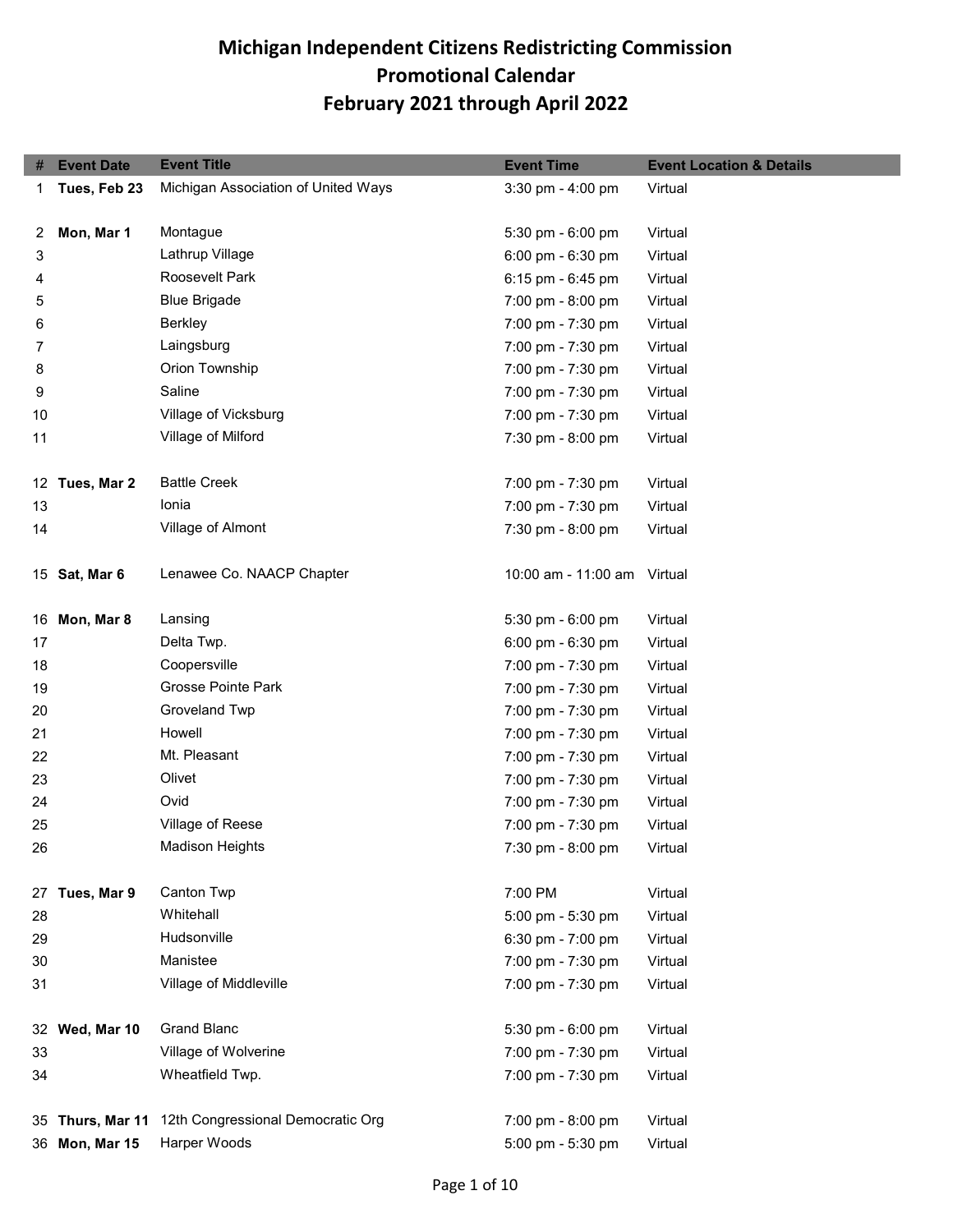# Michigan Independent Citizens Redistricting Commission
## Promotional Calendar
## February 2021 through April 2022

| # | Event Date | Event Title | Event Time | Event Location & Details |
|---|---|---|---|---|
| 1 | **Tues, Feb 23** | Michigan Association of United Ways | 3:30 pm - 4:00 pm | Virtual |
| 2 | **Mon, Mar 1** | Montague | 5:30 pm - 6:00 pm | Virtual |
| 3 | | Lathrup Village | 6:00 pm - 6:30 pm | Virtual |
| 4 | | Roosevelt Park | 6:15 pm - 6:45 pm | Virtual |
| 5 | | Blue Brigade | 7:00 pm - 8:00 pm | Virtual |
| 6 | | Berkley | 7:00 pm - 7:30 pm | Virtual |
| 7 | | Laingsburg | 7:00 pm - 7:30 pm | Virtual |
| 8 | | Orion Township | 7:00 pm - 7:30 pm | Virtual |
| 9 | | Saline | 7:00 pm - 7:30 pm | Virtual |
| 10 | | Village of Vicksburg | 7:00 pm - 7:30 pm | Virtual |
| 11 | | Village of Milford | 7:30 pm - 8:00 pm | Virtual |
| 12 | **Tues, Mar 2** | Battle Creek | 7:00 pm - 7:30 pm | Virtual |
| 13 | | Ionia | 7:00 pm - 7:30 pm | Virtual |
| 14 | | Village of Almont | 7:30 pm - 8:00 pm | Virtual |
| 15 | **Sat, Mar 6** | Lenawee Co. NAACP Chapter | 10:00 am - 11:00 am | Virtual |
| 16 | **Mon, Mar 8** | Lansing | 5:30 pm - 6:00 pm | Virtual |
| 17 | | Delta Twp. | 6:00 pm - 6:30 pm | Virtual |
| 18 | | Coopersville | 7:00 pm - 7:30 pm | Virtual |
| 19 | | Grosse Pointe Park | 7:00 pm - 7:30 pm | Virtual |
| 20 | | Groveland Twp | 7:00 pm - 7:30 pm | Virtual |
| 21 | | Howell | 7:00 pm - 7:30 pm | Virtual |
| 22 | | Mt. Pleasant | 7:00 pm - 7:30 pm | Virtual |
| 23 | | Olivet | 7:00 pm - 7:30 pm | Virtual |
| 24 | | Ovid | 7:00 pm - 7:30 pm | Virtual |
| 25 | | Village of Reese | 7:00 pm - 7:30 pm | Virtual |
| 26 | | Madison Heights | 7:30 pm - 8:00 pm | Virtual |
| 27 | **Tues, Mar 9** | Canton Twp | 7:00 PM | Virtual |
| 28 | | Whitehall | 5:00 pm - 5:30 pm | Virtual |
| 29 | | Hudsonville | 6:30 pm - 7:00 pm | Virtual |
| 30 | | Manistee | 7:00 pm - 7:30 pm | Virtual |
| 31 | | Village of Middleville | 7:00 pm - 7:30 pm | Virtual |
| 32 | **Wed, Mar 10** | Grand Blanc | 5:30 pm - 6:00 pm | Virtual |
| 33 | | Village of Wolverine | 7:00 pm - 7:30 pm | Virtual |
| 34 | | Wheatfield Twp. | 7:00 pm - 7:30 pm | Virtual |
| 35 | **Thurs, Mar 11** | 12th Congressional Democratic Org | 7:00 pm - 8:00 pm | Virtual |
| 36 | **Mon, Mar 15** | Harper Woods | 5:00 pm - 5:30 pm | Virtual |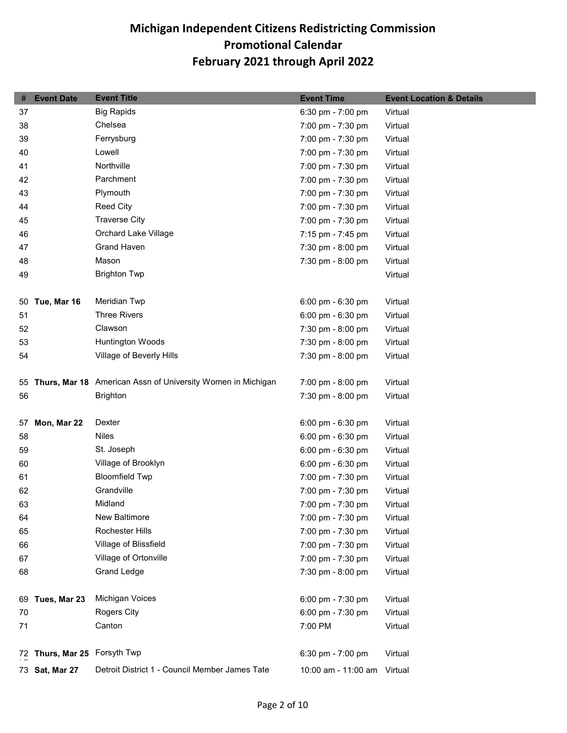# Michigan Independent Citizens Redistricting Commission
## Promotional Calendar
## February 2021 through April 2022

| # | Event Date | Event Title | Event Time | Event Location & Details |
|---|---|---|---|---|
| 37 | | Big Rapids | 6:30 pm - 7:00 pm | Virtual |
| 38 | | Chelsea | 7:00 pm - 7:30 pm | Virtual |
| 39 | | Ferrysburg | 7:00 pm - 7:30 pm | Virtual |
| 40 | | Lowell | 7:00 pm - 7:30 pm | Virtual |
| 41 | | Northville | 7:00 pm - 7:30 pm | Virtual |
| 42 | | Parchment | 7:00 pm - 7:30 pm | Virtual |
| 43 | | Plymouth | 7:00 pm - 7:30 pm | Virtual |
| 44 | | Reed City | 7:00 pm - 7:30 pm | Virtual |
| 45 | | Traverse City | 7:00 pm - 7:30 pm | Virtual |
| 46 | | Orchard Lake Village | 7:15 pm - 7:45 pm | Virtual |
| 47 | | Grand Haven | 7:30 pm - 8:00 pm | Virtual |
| 48 | | Mason | 7:30 pm - 8:00 pm | Virtual |
| 49 | | Brighton Twp | | Virtual |
| | | | | |
| 50 | **Tue, Mar 16** | Meridian Twp | 6:00 pm - 6:30 pm | Virtual |
| 51 | | Three Rivers | 6:00 pm - 6:30 pm | Virtual |
| 52 | | Clawson | 7:30 pm - 8:00 pm | Virtual |
| 53 | | Huntington Woods | 7:30 pm - 8:00 pm | Virtual |
| 54 | | Village of Beverly Hills | 7:30 pm - 8:00 pm | Virtual |
| | | | | |
| 55 | **Thurs, Mar 18** | American Assn of University Women in Michigan | 7:00 pm - 8:00 pm | Virtual |
| 56 | | Brighton | 7:30 pm - 8:00 pm | Virtual |
| | | | | |
| 57 | **Mon, Mar 22** | Dexter | 6:00 pm - 6:30 pm | Virtual |
| 58 | | Niles | 6:00 pm - 6:30 pm | Virtual |
| 59 | | St. Joseph | 6:00 pm - 6:30 pm | Virtual |
| 60 | | Village of Brooklyn | 6:00 pm - 6:30 pm | Virtual |
| 61 | | Bloomfield Twp | 7:00 pm - 7:30 pm | Virtual |
| 62 | | Grandville | 7:00 pm - 7:30 pm | Virtual |
| 63 | | Midland | 7:00 pm - 7:30 pm | Virtual |
| 64 | | New Baltimore | 7:00 pm - 7:30 pm | Virtual |
| 65 | | Rochester Hills | 7:00 pm - 7:30 pm | Virtual |
| 66 | | Village of Blissfield | 7:00 pm - 7:30 pm | Virtual |
| 67 | | Village of Ortonville | 7:00 pm - 7:30 pm | Virtual |
| 68 | | Grand Ledge | 7:30 pm - 8:00 pm | Virtual |
| | | | | |
| 69 | **Tues, Mar 23** | Michigan Voices | 6:00 pm - 7:30 pm | Virtual |
| 70 | | Rogers City | 6:00 pm - 7:30 pm | Virtual |
| 71 | | Canton | 7:00 PM | Virtual |
| | | | | |
| 72 | **Thurs, Mar 25** | Forsyth Twp | 6:30 pm - 7:00 pm | Virtual |
| 73 | **Sat, Mar 27** | Detroit District 1 - Council Member James Tate | 10:00 am - 11:00 am | Virtual |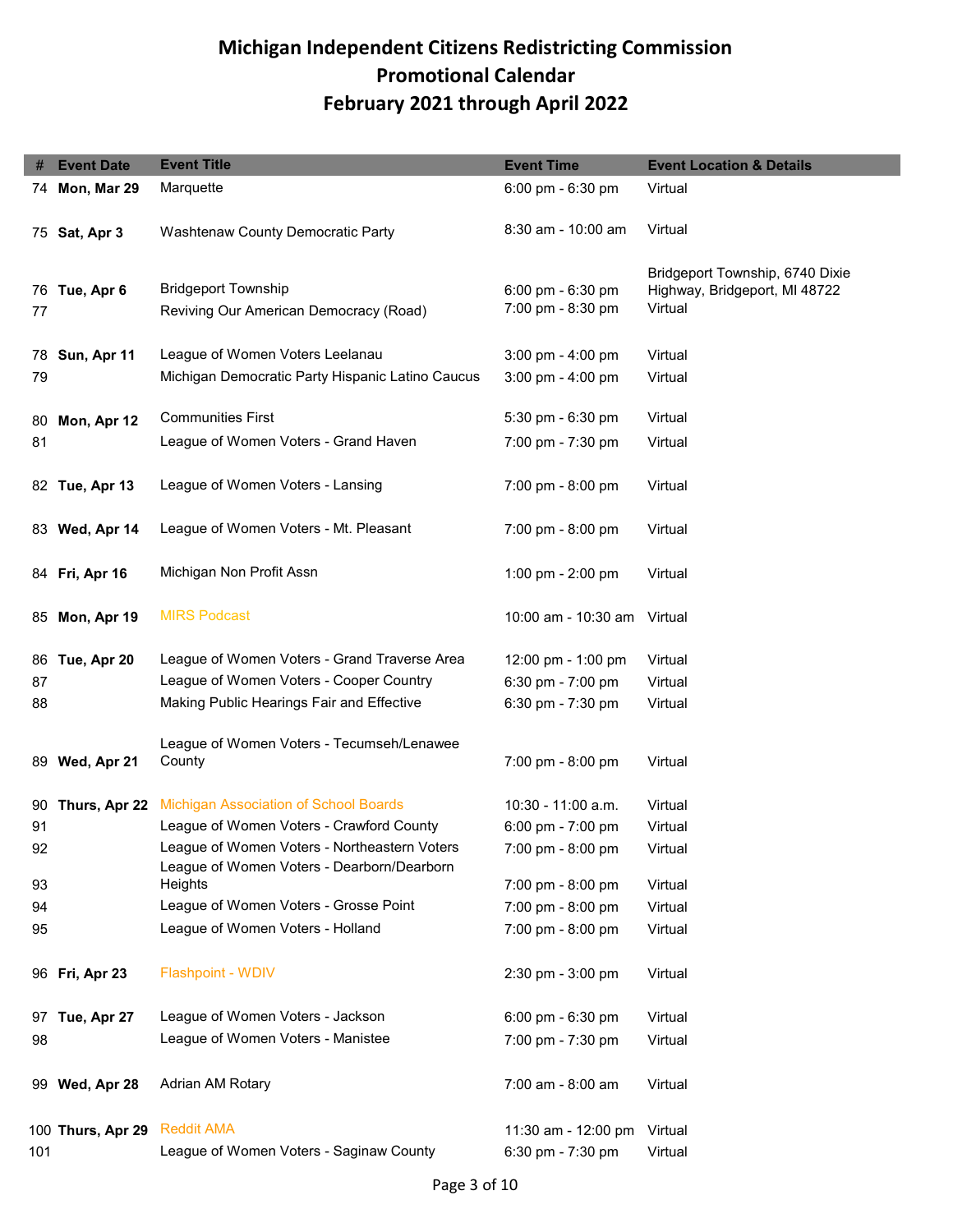# Michigan Independent Citizens Redistricting Commission
# Promotional Calendar
# February 2021 through April 2022

| # | Event Date | Event Title | Event Time | Event Location & Details |
|---|---|---|---|---|
| 74 | **Mon, Mar 29** | Marquette | 6:00 pm - 6:30 pm | Virtual |
| 75 | **Sat, Apr 3** | Washtenaw County Democratic Party | 8:30 am - 10:00 am | Virtual |
| 76 | **Tue, Apr 6** | Bridgeport Township | 6:00 pm - 6:30 pm | Bridgeport Township, 6740 Dixie Highway, Bridgeport, MI 48722 |
| 77 | | Reviving Our American Democracy (Road) | 7:00 pm - 8:30 pm | Virtual |
| 78 | **Sun, Apr 11** | League of Women Voters Leelanau | 3:00 pm - 4:00 pm | Virtual |
| 79 | | Michigan Democratic Party Hispanic Latino Caucus | 3:00 pm - 4:00 pm | Virtual |
| 80 | **Mon, Apr 12** | Communities First | 5:30 pm - 6:30 pm | Virtual |
| 81 | | League of Women Voters - Grand Haven | 7:00 pm - 7:30 pm | Virtual |
| 82 | **Tue, Apr 13** | League of Women Voters - Lansing | 7:00 pm - 8:00 pm | Virtual |
| 83 | **Wed, Apr 14** | League of Women Voters - Mt. Pleasant | 7:00 pm - 8:00 pm | Virtual |
| 84 | **Fri, Apr 16** | Michigan Non Profit Assn | 1:00 pm - 2:00 pm | Virtual |
| 85 | **Mon, Apr 19** | MIRS Podcast | 10:00 am - 10:30 am | Virtual |
| 86 | **Tue, Apr 20** | League of Women Voters - Grand Traverse Area | 12:00 pm - 1:00 pm | Virtual |
| 87 | | League of Women Voters - Cooper Country | 6:30 pm - 7:00 pm | Virtual |
| 88 | | Making Public Hearings Fair and Effective | 6:30 pm - 7:30 pm | Virtual |
| 89 | **Wed, Apr 21** | League of Women Voters - Tecumseh/Lenawee County | 7:00 pm - 8:00 pm | Virtual |
| 90 | **Thurs, Apr 22** | Michigan Association of School Boards | 10:30 - 11:00 a.m. | Virtual |
| 91 | | League of Women Voters - Crawford County | 6:00 pm - 7:00 pm | Virtual |
| 92 | | League of Women Voters - Northeastern Voters | 7:00 pm - 8:00 pm | Virtual |
| 93 | | League of Women Voters - Dearborn/Dearborn Heights | 7:00 pm - 8:00 pm | Virtual |
| 94 | | League of Women Voters - Grosse Point | 7:00 pm - 8:00 pm | Virtual |
| 95 | | League of Women Voters - Holland | 7:00 pm - 8:00 pm | Virtual |
| 96 | **Fri, Apr 23** | Flashpoint - WDIV | 2:30 pm - 3:00 pm | Virtual |
| 97 | **Tue, Apr 27** | League of Women Voters - Jackson | 6:00 pm - 6:30 pm | Virtual |
| 98 | | League of Women Voters - Manistee | 7:00 pm - 7:30 pm | Virtual |
| 99 | **Wed, Apr 28** | Adrian AM Rotary | 7:00 am - 8:00 am | Virtual |
| 100 | **Thurs, Apr 29** | Reddit AMA | 11:30 am - 12:00 pm | Virtual |
| 101 | | League of Women Voters - Saginaw County | 6:30 pm - 7:30 pm | Virtual |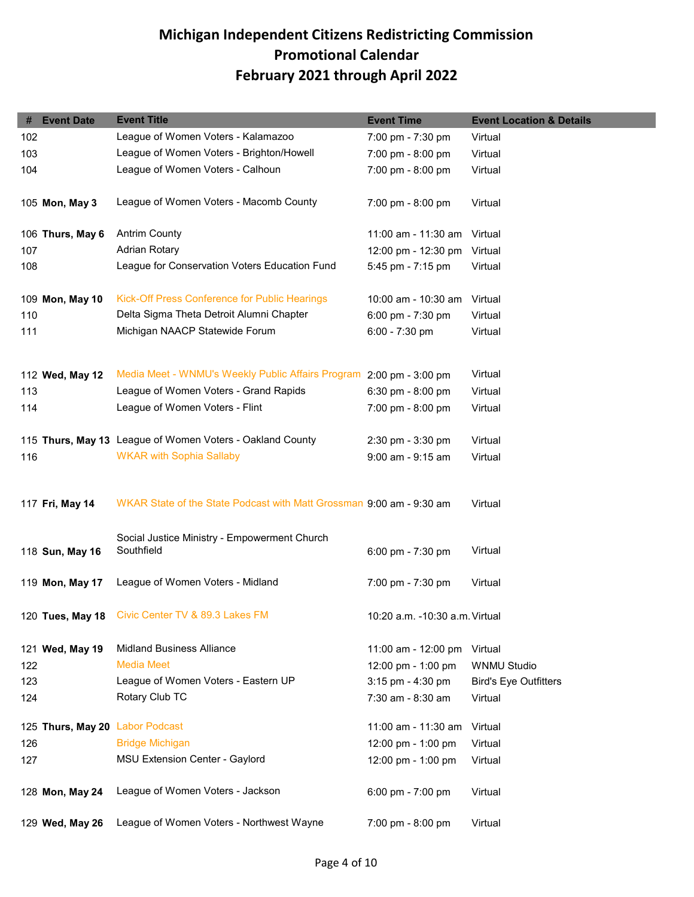# Michigan Independent Citizens Redistricting Commission
## Promotional Calendar
## February 2021 through April 2022

| # | Event Date | Event Title | Event Time | Event Location & Details |
|---|---|---|---|---|
| 102 | | League of Women Voters - Kalamazoo | 7:00 pm - 7:30 pm | Virtual |
| 103 | | League of Women Voters - Brighton/Howell | 7:00 pm - 8:00 pm | Virtual |
| 104 | | League of Women Voters - Calhoun | 7:00 pm - 8:00 pm | Virtual |
| 105 | **Mon, May 3** | League of Women Voters - Macomb County | 7:00 pm - 8:00 pm | Virtual |
| 106 | **Thurs, May 6** | Antrim County | 11:00 am - 11:30 am | Virtual |
| 107 | | Adrian Rotary | 12:00 pm - 12:30 pm | Virtual |
| 108 | | League for Conservation Voters Education Fund | 5:45 pm - 7:15 pm | Virtual |
| 109 | **Mon, May 10** | Kick-Off Press Conference for Public Hearings | 10:00 am - 10:30 am | Virtual |
| 110 | | Delta Sigma Theta Detroit Alumni Chapter | 6:00 pm - 7:30 pm | Virtual |
| 111 | | Michigan NAACP Statewide Forum | 6:00 - 7:30 pm | Virtual |
| 112 | **Wed, May 12** | Media Meet - WNMU's Weekly Public Affairs Program | 2:00 pm - 3:00 pm | Virtual |
| 113 | | League of Women Voters - Grand Rapids | 6:30 pm - 8:00 pm | Virtual |
| 114 | | League of Women Voters - Flint | 7:00 pm - 8:00 pm | Virtual |
| 115 | **Thurs, May 13** | League of Women Voters - Oakland County | 2:30 pm - 3:30 pm | Virtual |
| 116 | | WKAR with Sophia Sallaby | 9:00 am - 9:15 am | Virtual |
| 117 | **Fri, May 14** | WKAR State of the State Podcast with Matt Grossman | 9:00 am - 9:30 am | Virtual |
| 118 | **Sun, May 16** | Social Justice Ministry - Empowerment Church Southfield | 6:00 pm - 7:30 pm | Virtual |
| 119 | **Mon, May 17** | League of Women Voters - Midland | 7:00 pm - 7:30 pm | Virtual |
| 120 | **Tues, May 18** | Civic Center TV & 89.3 Lakes FM | 10:20 a.m. -10:30 a.m. | Virtual |
| 121 | **Wed, May 19** | Midland Business Alliance | 11:00 am - 12:00 pm | Virtual |
| 122 | | Media Meet | 12:00 pm - 1:00 pm | WNMU Studio |
| 123 | | League of Women Voters - Eastern UP | 3:15 pm - 4:30 pm | Bird's Eye Outfitters |
| 124 | | Rotary Club TC | 7:30 am - 8:30 am | Virtual |
| 125 | **Thurs, May 20** | Labor Podcast | 11:00 am - 11:30 am | Virtual |
| 126 | | Bridge Michigan | 12:00 pm - 1:00 pm | Virtual |
| 127 | | MSU Extension Center - Gaylord | 12:00 pm - 1:00 pm | Virtual |
| 128 | **Mon, May 24** | League of Women Voters - Jackson | 6:00 pm - 7:00 pm | Virtual |
| 129 | **Wed, May 26** | League of Women Voters - Northwest Wayne | 7:00 pm - 8:00 pm | Virtual |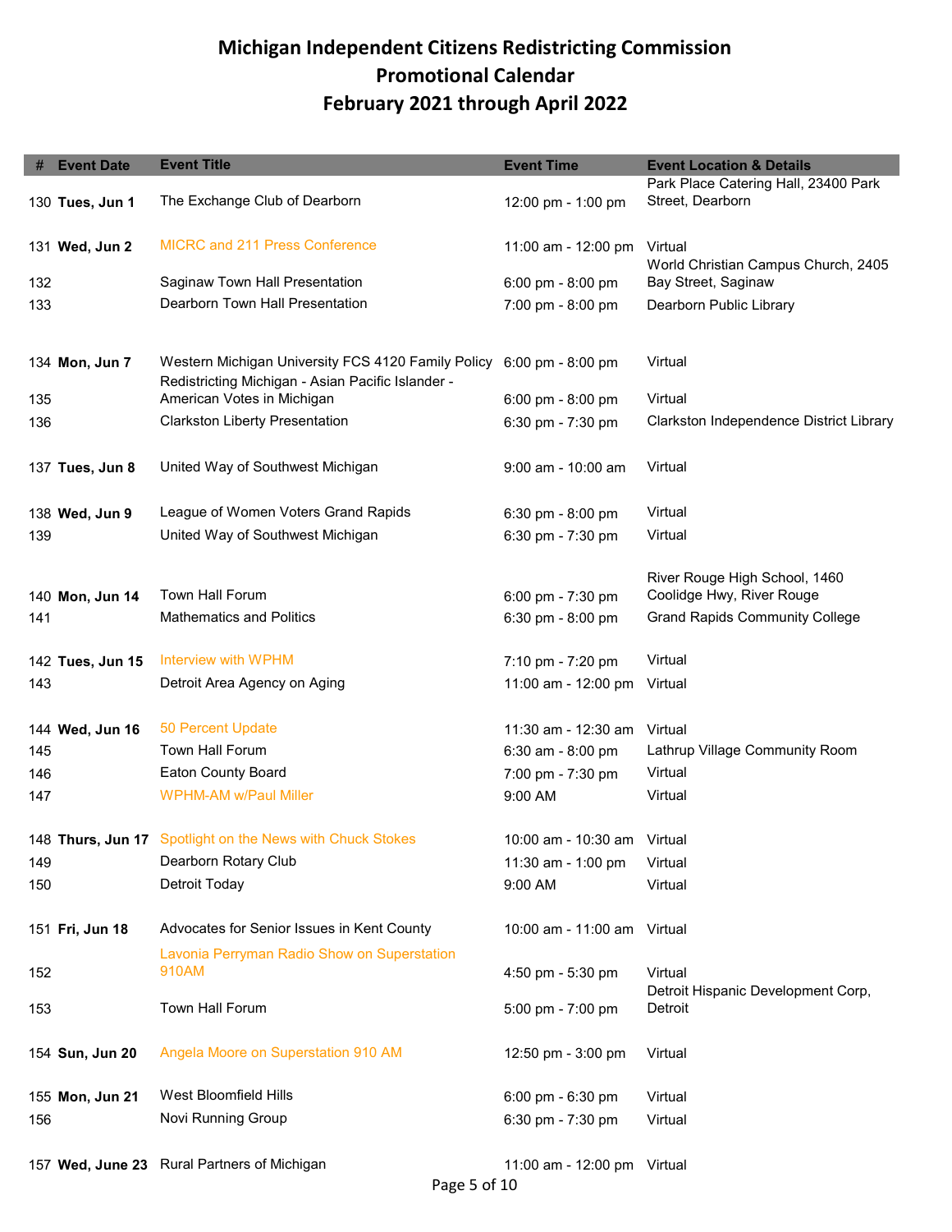# Michigan Independent Citizens Redistricting Commission
## Promotional Calendar
## February 2021 through April 2022

| # | Event Date | Event Title | Event Time | Event Location & Details |
|---|---|---|---|---|
| 130 | **Tues, Jun 1** | The Exchange Club of Dearborn | 12:00 pm - 1:00 pm | Park Place Catering Hall, 23400 Park Street, Dearborn |
| 131 | **Wed, Jun 2** | MICRC and 211 Press Conference | 11:00 am - 12:00 pm | Virtual |
| 132 | | Saginaw Town Hall Presentation | 6:00 pm - 8:00 pm | World Christian Campus Church, 2405 Bay Street, Saginaw |
| 133 | | Dearborn Town Hall Presentation | 7:00 pm - 8:00 pm | Dearborn Public Library |
| 134 | **Mon, Jun 7** | Western Michigan University FCS 4120 Family Policy | 6:00 pm - 8:00 pm | Virtual |
| 135 | | Redistricting Michigan - Asian Pacific Islander - American Votes in Michigan | 6:00 pm - 8:00 pm | Virtual |
| 136 | | Clarkston Liberty Presentation | 6:30 pm - 7:30 pm | Clarkston Independence District Library |
| 137 | **Tues, Jun 8** | United Way of Southwest Michigan | 9:00 am - 10:00 am | Virtual |
| 138 | **Wed, Jun 9** | League of Women Voters Grand Rapids | 6:30 pm - 8:00 pm | Virtual |
| 139 | | United Way of Southwest Michigan | 6:30 pm - 7:30 pm | Virtual |
| 140 | **Mon, Jun 14** | Town Hall Forum | 6:00 pm - 7:30 pm | River Rouge High School, 1460 Coolidge Hwy, River Rouge |
| 141 | | Mathematics and Politics | 6:30 pm - 8:00 pm | Grand Rapids Community College |
| 142 | **Tues, Jun 15** | Interview with WPHM | 7:10 pm - 7:20 pm | Virtual |
| 143 | | Detroit Area Agency on Aging | 11:00 am - 12:00 pm | Virtual |
| 144 | **Wed, Jun 16** | 50 Percent Update | 11:30 am - 12:30 am | Virtual |
| 145 | | Town Hall Forum | 6:30 am - 8:00 pm | Lathrup Village Community Room |
| 146 | | Eaton County Board | 7:00 pm - 7:30 pm | Virtual |
| 147 | | WPHM-AM w/Paul Miller | 9:00 AM | Virtual |
| 148 | **Thurs, Jun 17** | Spotlight on the News with Chuck Stokes | 10:00 am - 10:30 am | Virtual |
| 149 | | Dearborn Rotary Club | 11:30 am - 1:00 pm | Virtual |
| 150 | | Detroit Today | 9:00 AM | Virtual |
| 151 | **Fri, Jun 18** | Advocates for Senior Issues in Kent County | 10:00 am - 11:00 am | Virtual |
| 152 | | Lavonia Perryman Radio Show on Superstation 910AM | 4:50 pm - 5:30 pm | Virtual |
| 153 | | Town Hall Forum | 5:00 pm - 7:00 pm | Detroit Hispanic Development Corp, Detroit |
| 154 | **Sun, Jun 20** | Angela Moore on Superstation 910 AM | 12:50 pm - 3:00 pm | Virtual |
| 155 | **Mon, Jun 21** | West Bloomfield Hills | 6:00 pm - 6:30 pm | Virtual |
| 156 | | Novi Running Group | 6:30 pm - 7:30 pm | Virtual |
| 157 | **Wed, June 23** | Rural Partners of Michigan | 11:00 am - 12:00 pm | Virtual |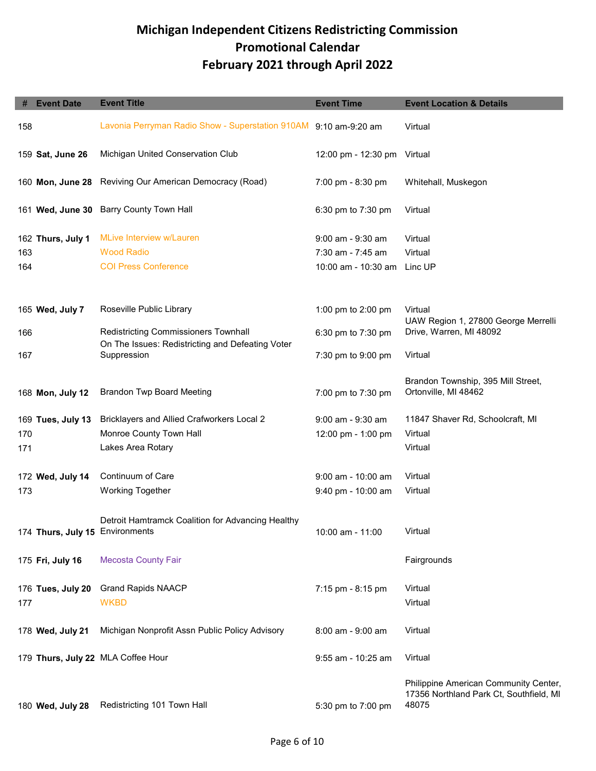# Michigan Independent Citizens Redistricting Commission
## Promotional Calendar
## February 2021 through April 2022

| # | Event Date | Event Title | Event Time | Event Location & Details |
|---|---|---|---|---|
| 158 | | Lavonia Perryman Radio Show - Superstation 910AM | 9:10 am-9:20 am | Virtual |
| 159 | **Sat, June 26** | Michigan United Conservation Club | 12:00 pm - 12:30 pm | Virtual |
| 160 | **Mon, June 28** | Reviving Our American Democracy (Road) | 7:00 pm - 8:30 pm | Whitehall, Muskegon |
| 161 | **Wed, June 30** | Barry County Town Hall | 6:30 pm to 7:30 pm | Virtual |
| 162 | **Thurs, July 1** | MLive Interview w/Lauren | 9:00 am - 9:30 am | Virtual |
| 163 | | Wood Radio | 7:30 am - 7:45 am | Virtual |
| 164 | | COI Press Conference | 10:00 am - 10:30 am | Linc UP |
| 165 | **Wed, July 7** | Roseville Public Library | 1:00 pm to 2:00 pm | Virtual |
| 166 | | Redistricting Commissioners Townhall | 6:30 pm to 7:30 pm | UAW Region 1, 27800 George Merrelli Drive, Warren, MI 48092 |
| 167 | | On The Issues: Redistricting and Defeating Voter Suppression | 7:30 pm to 9:00 pm | Virtual |
| 168 | **Mon, July 12** | Brandon Twp Board Meeting | 7:00 pm to 7:30 pm | Brandon Township, 395 Mill Street, Ortonville, MI 48462 |
| 169 | **Tues, July 13** | Bricklayers and Allied Crafworkers Local 2 | 9:00 am - 9:30 am | 11847 Shaver Rd, Schoolcraft, MI |
| 170 | | Monroe County Town Hall | 12:00 pm - 1:00 pm | Virtual |
| 171 | | Lakes Area Rotary | | Virtual |
| 172 | **Wed, July 14** | Continuum of Care | 9:00 am - 10:00 am | Virtual |
| 173 | | Working Together | 9:40 pm - 10:00 am | Virtual |
| 174 | **Thurs, July 15** | Detroit Hamtramck Coalition for Advancing Healthy Environments | 10:00 am - 11:00 | Virtual |
| 175 | **Fri, July 16** | Mecosta County Fair | | Fairgrounds |
| 176 | **Tues, July 20** | Grand Rapids NAACP | 7:15 pm - 8:15 pm | Virtual |
| 177 | | WKBD | | Virtual |
| 178 | **Wed, July 21** | Michigan Nonprofit Assn Public Policy Advisory | 8:00 am - 9:00 am | Virtual |
| 179 | **Thurs, July 22** | MLA Coffee Hour | 9:55 am - 10:25 am | Virtual |
| 180 | **Wed, July 28** | Redistricting 101 Town Hall | 5:30 pm to 7:00 pm | Philippine American Community Center, 17356 Northland Park Ct, Southfield, MI 48075 |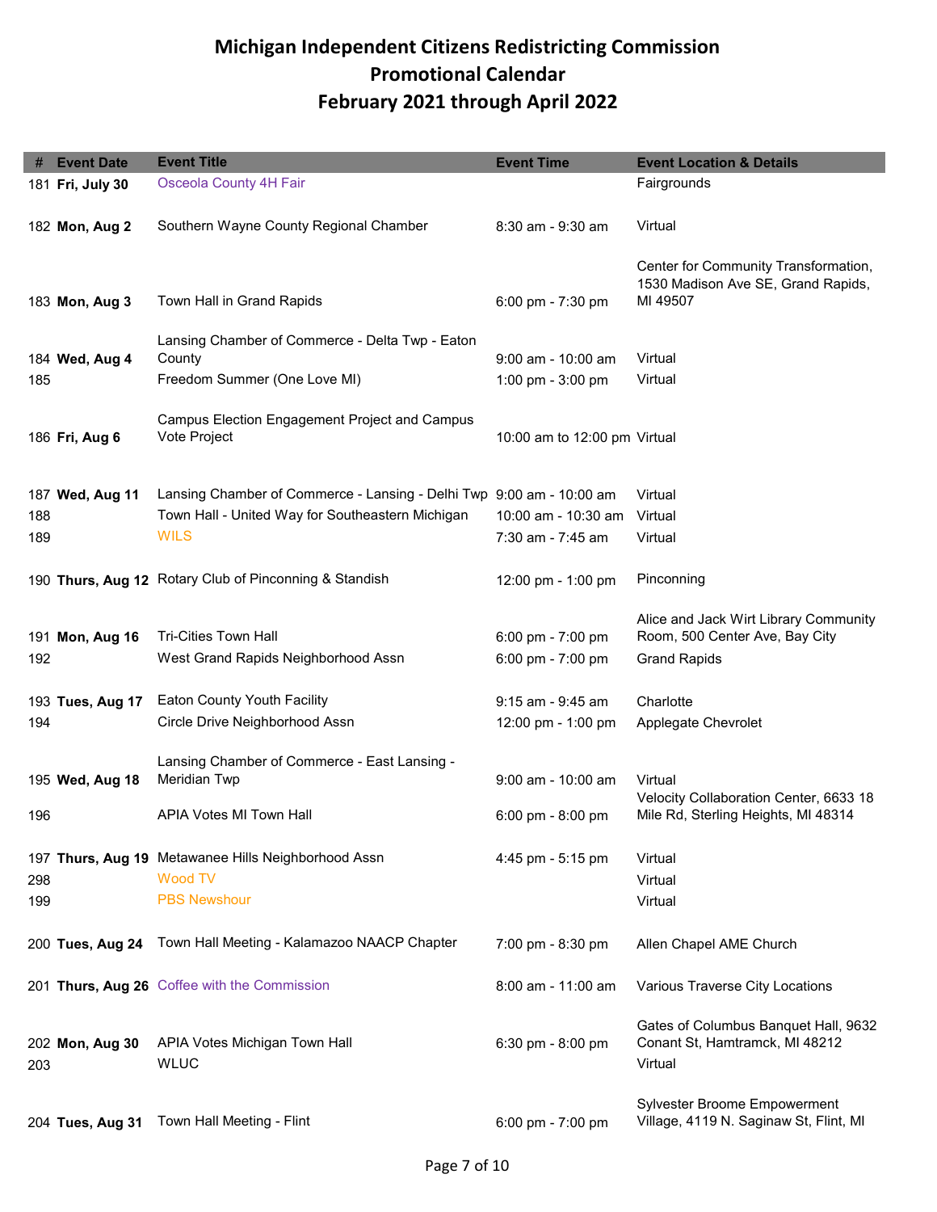# Michigan Independent Citizens Redistricting Commission
## Promotional Calendar
## February 2021 through April 2022

| # | Event Date | Event Title | Event Time | Event Location & Details |
|---|---|---|---|---|
| 181 | **Fri, July 30** | Osceola County 4H Fair | | Fairgrounds |
| 182 | **Mon, Aug 2** | Southern Wayne County Regional Chamber | 8:30 am - 9:30 am | Virtual |
| 183 | **Mon, Aug 3** | Town Hall in Grand Rapids | 6:00 pm - 7:30 pm | Center for Community Transformation, 1530 Madison Ave SE, Grand Rapids, MI 49507 |
| 184 | **Wed, Aug 4** | Lansing Chamber of Commerce - Delta Twp - Eaton County | 9:00 am - 10:00 am | Virtual |
| 185 | | Freedom Summer (One Love MI) | 1:00 pm - 3:00 pm | Virtual |
| 186 | **Fri, Aug 6** | Campus Election Engagement Project and Campus Vote Project | 10:00 am to 12:00 pm | Virtual |
| 187 | **Wed, Aug 11** | Lansing Chamber of Commerce - Lansing - Delhi Twp | 9:00 am - 10:00 am | Virtual |
| 188 | | Town Hall - United Way for Southeastern Michigan | 10:00 am - 10:30 am | Virtual |
| 189 | | WILS | 7:30 am - 7:45 am | Virtual |
| 190 | **Thurs, Aug 12** | Rotary Club of Pinconning & Standish | 12:00 pm - 1:00 pm | Pinconning |
| 191 | **Mon, Aug 16** | Tri-Cities Town Hall | 6:00 pm - 7:00 pm | Alice and Jack Wirt Library Community Room, 500 Center Ave, Bay City |
| 192 | | West Grand Rapids Neighborhood Assn | 6:00 pm - 7:00 pm | Grand Rapids |
| 193 | **Tues, Aug 17** | Eaton County Youth Facility | 9:15 am - 9:45 am | Charlotte |
| 194 | | Circle Drive Neighborhood Assn | 12:00 pm - 1:00 pm | Applegate Chevrolet |
| 195 | **Wed, Aug 18** | Lansing Chamber of Commerce - East Lansing - Meridian Twp | 9:00 am - 10:00 am | Virtual |
| 196 | | APIA Votes MI Town Hall | 6:00 pm - 8:00 pm | Velocity Collaboration Center, 6633 18 Mile Rd, Sterling Heights, MI 48314 |
| 197 | **Thurs, Aug 19** | Metawanee Hills Neighborhood Assn | 4:45 pm - 5:15 pm | Virtual |
| 298 | | Wood TV | | Virtual |
| 199 | | PBS Newshour | | Virtual |
| 200 | **Tues, Aug 24** | Town Hall Meeting - Kalamazoo NAACP Chapter | 7:00 pm - 8:30 pm | Allen Chapel AME Church |
| 201 | **Thurs, Aug 26** | Coffee with the Commission | 8:00 am - 11:00 am | Various Traverse City Locations |
| 202 | **Mon, Aug 30** | APIA Votes Michigan Town Hall | 6:30 pm - 8:00 pm | Gates of Columbus Banquet Hall, 9632 Conant St, Hamtramck, MI 48212 |
| 203 | | WLUC | | Virtual |
| 204 | **Tues, Aug 31** | Town Hall Meeting - Flint | 6:00 pm - 7:00 pm | Sylvester Broome Empowerment Village, 4119 N. Saginaw St, Flint, MI |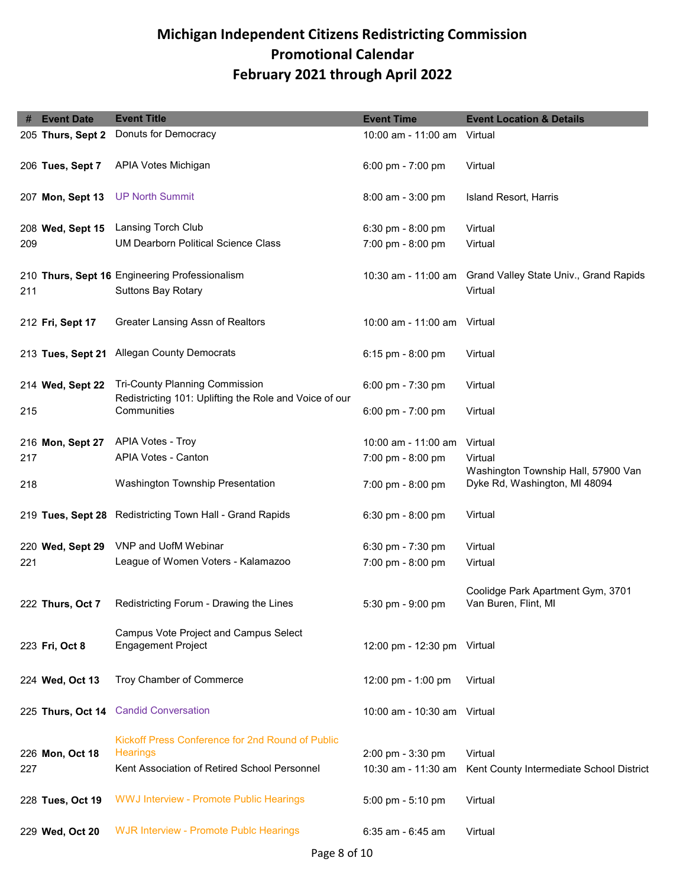# Michigan Independent Citizens Redistricting Commission
## Promotional Calendar
## February 2021 through April 2022

| # | Event Date | Event Title | Event Time | Event Location & Details |
|---|---|---|---|---|
| 205 | **Thurs, Sept 2** | Donuts for Democracy | 10:00 am - 11:00 am | Virtual |
| 206 | **Tues, Sept 7** | APIA Votes Michigan | 6:00 pm - 7:00 pm | Virtual |
| 207 | **Mon, Sept 13** | UP North Summit | 8:00 am - 3:00 pm | Island Resort, Harris |
| 208 | **Wed, Sept 15** | Lansing Torch Club | 6:30 pm - 8:00 pm | Virtual |
| 209 | | UM Dearborn Political Science Class | 7:00 pm - 8:00 pm | Virtual |
| 210 | **Thurs, Sept 16** | Engineering Professionalism | 10:30 am - 11:00 am | Grand Valley State Univ., Grand Rapids |
| 211 | | Suttons Bay Rotary | | Virtual |
| 212 | **Fri, Sept 17** | Greater Lansing Assn of Realtors | 10:00 am - 11:00 am | Virtual |
| 213 | **Tues, Sept 21** | Allegan County Democrats | 6:15 pm - 8:00 pm | Virtual |
| 214 | **Wed, Sept 22** | Tri-County Planning Commission | 6:00 pm - 7:30 pm | Virtual |
| 215 | | Redistricting 101: Uplifting the Role and Voice of our Communities | 6:00 pm - 7:00 pm | Virtual |
| 216 | **Mon, Sept 27** | APIA Votes - Troy | 10:00 am - 11:00 am | Virtual |
| 217 | | APIA Votes - Canton | 7:00 pm - 8:00 pm | Virtual |
| 218 | | Washington Township Presentation | 7:00 pm - 8:00 pm | Washington Township Hall, 57900 Van Dyke Rd, Washington, MI 48094 |
| 219 | **Tues, Sept 28** | Redistricting Town Hall - Grand Rapids | 6:30 pm - 8:00 pm | Virtual |
| 220 | **Wed, Sept 29** | VNP and UofM Webinar | 6:30 pm - 7:30 pm | Virtual |
| 221 | | League of Women Voters - Kalamazoo | 7:00 pm - 8:00 pm | Virtual |
| 222 | **Thurs, Oct 7** | Redistricting Forum - Drawing the Lines | 5:30 pm - 9:00 pm | Coolidge Park Apartment Gym, 3701 Van Buren, Flint, MI |
| 223 | **Fri, Oct 8** | Campus Vote Project and Campus Select Engagement Project | 12:00 pm - 12:30 pm | Virtual |
| 224 | **Wed, Oct 13** | Troy Chamber of Commerce | 12:00 pm - 1:00 pm | Virtual |
| 225 | **Thurs, Oct 14** | Candid Conversation | 10:00 am - 10:30 am | Virtual |
| 226 | **Mon, Oct 18** | Kickoff Press Conference for 2nd Round of Public Hearings | 2:00 pm - 3:30 pm | Virtual |
| 227 | | Kent Association of Retired School Personnel | 10:30 am - 11:30 am | Kent County Intermediate School District |
| 228 | **Tues, Oct 19** | WWJ Interview - Promote Public Hearings | 5:00 pm - 5:10 pm | Virtual |
| 229 | **Wed, Oct 20** | WJR Interview - Promote Publc Hearings | 6:35 am - 6:45 am | Virtual |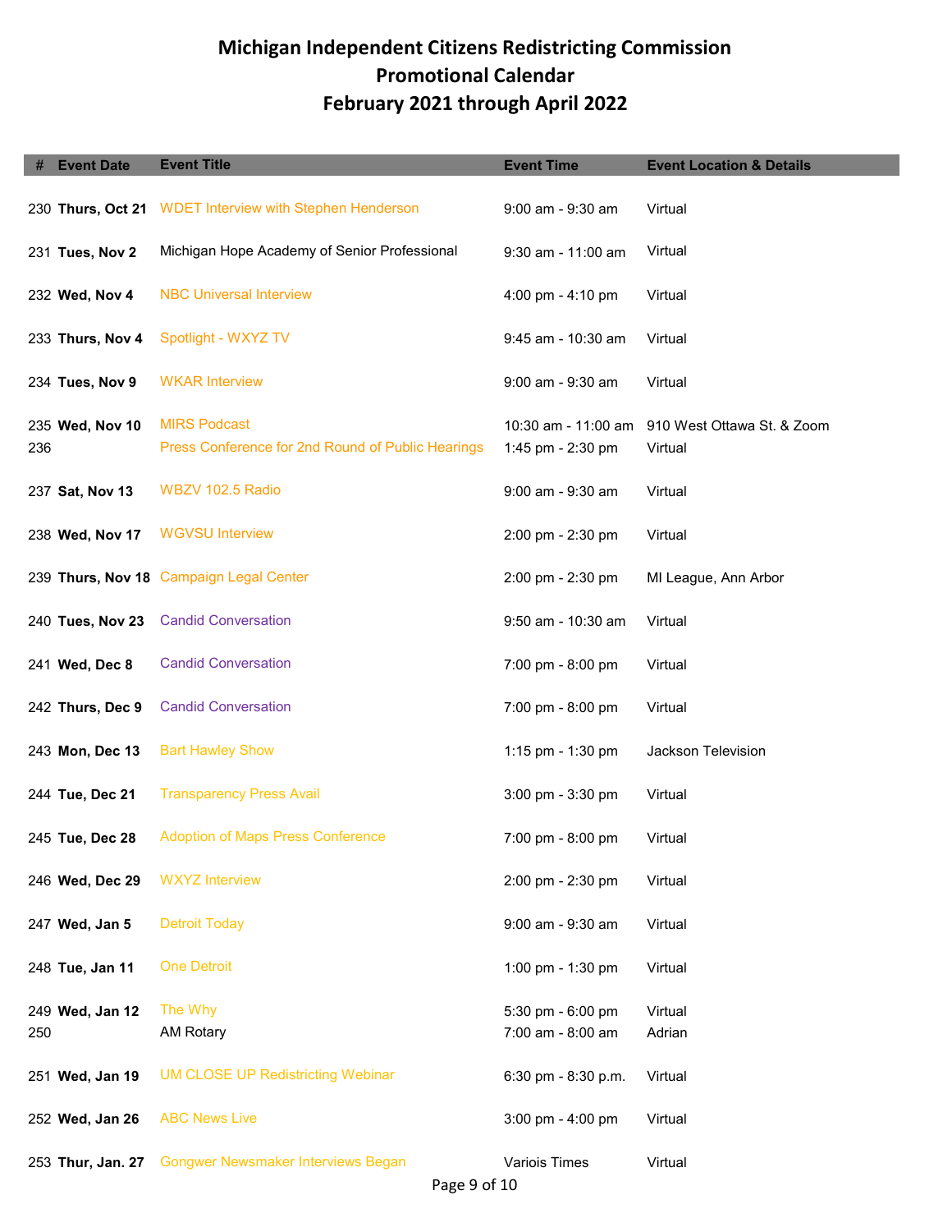# Michigan Independent Citizens Redistricting Commission
## Promotional Calendar
## February 2021 through April 2022

| # | Event Date | Event Title | Event Time | Event Location & Details |
|---|---|---|---|---|
| 230 | **Thurs, Oct 21** | WDET Interview with Stephen Henderson | 9:00 am - 9:30 am | Virtual |
| 231 | **Tues, Nov 2** | Michigan Hope Academy of Senior Professional | 9:30 am - 11:00 am | Virtual |
| 232 | **Wed, Nov 4** | NBC Universal Interview | 4:00 pm - 4:10 pm | Virtual |
| 233 | **Thurs, Nov 4** | Spotlight - WXYZ TV | 9:45 am - 10:30 am | Virtual |
| 234 | **Tues, Nov 9** | WKAR Interview | 9:00 am - 9:30 am | Virtual |
| 235 | **Wed, Nov 10** | MIRS Podcast | 10:30 am - 11:00 am | 910 West Ottawa St. & Zoom |
| 236 | | Press Conference for 2nd Round of Public Hearings | 1:45 pm - 2:30 pm | Virtual |
| 237 | **Sat, Nov 13** | WBZV 102.5 Radio | 9:00 am - 9:30 am | Virtual |
| 238 | **Wed, Nov 17** | WGVSU Interview | 2:00 pm - 2:30 pm | Virtual |
| 239 | **Thurs, Nov 18** | Campaign Legal Center | 2:00 pm - 2:30 pm | MI League, Ann Arbor |
| 240 | **Tues, Nov 23** | Candid Conversation | 9:50 am - 10:30 am | Virtual |
| 241 | **Wed, Dec 8** | Candid Conversation | 7:00 pm - 8:00 pm | Virtual |
| 242 | **Thurs, Dec 9** | Candid Conversation | 7:00 pm - 8:00 pm | Virtual |
| 243 | **Mon, Dec 13** | Bart Hawley Show | 1:15 pm - 1:30 pm | Jackson Television |
| 244 | **Tue, Dec 21** | Transparency Press Avail | 3:00 pm - 3:30 pm | Virtual |
| 245 | **Tue, Dec 28** | Adoption of Maps Press Conference | 7:00 pm - 8:00 pm | Virtual |
| 246 | **Wed, Dec 29** | WXYZ Interview | 2:00 pm - 2:30 pm | Virtual |
| 247 | **Wed, Jan 5** | Detroit Today | 9:00 am - 9:30 am | Virtual |
| 248 | **Tue, Jan 11** | One Detroit | 1:00 pm - 1:30 pm | Virtual |
| 249 | **Wed, Jan 12** | The Why | 5:30 pm - 6:00 pm | Virtual |
| 250 | | AM Rotary | 7:00 am - 8:00 am | Adrian |
| 251 | **Wed, Jan 19** | UM CLOSE UP Redistricting Webinar | 6:30 pm - 8:30 p.m. | Virtual |
| 252 | **Wed, Jan 26** | ABC News Live | 3:00 pm - 4:00 pm | Virtual |
| 253 | **Thur, Jan. 27** | Gongwer Newsmaker Interviews Began | Variois Times | Virtual |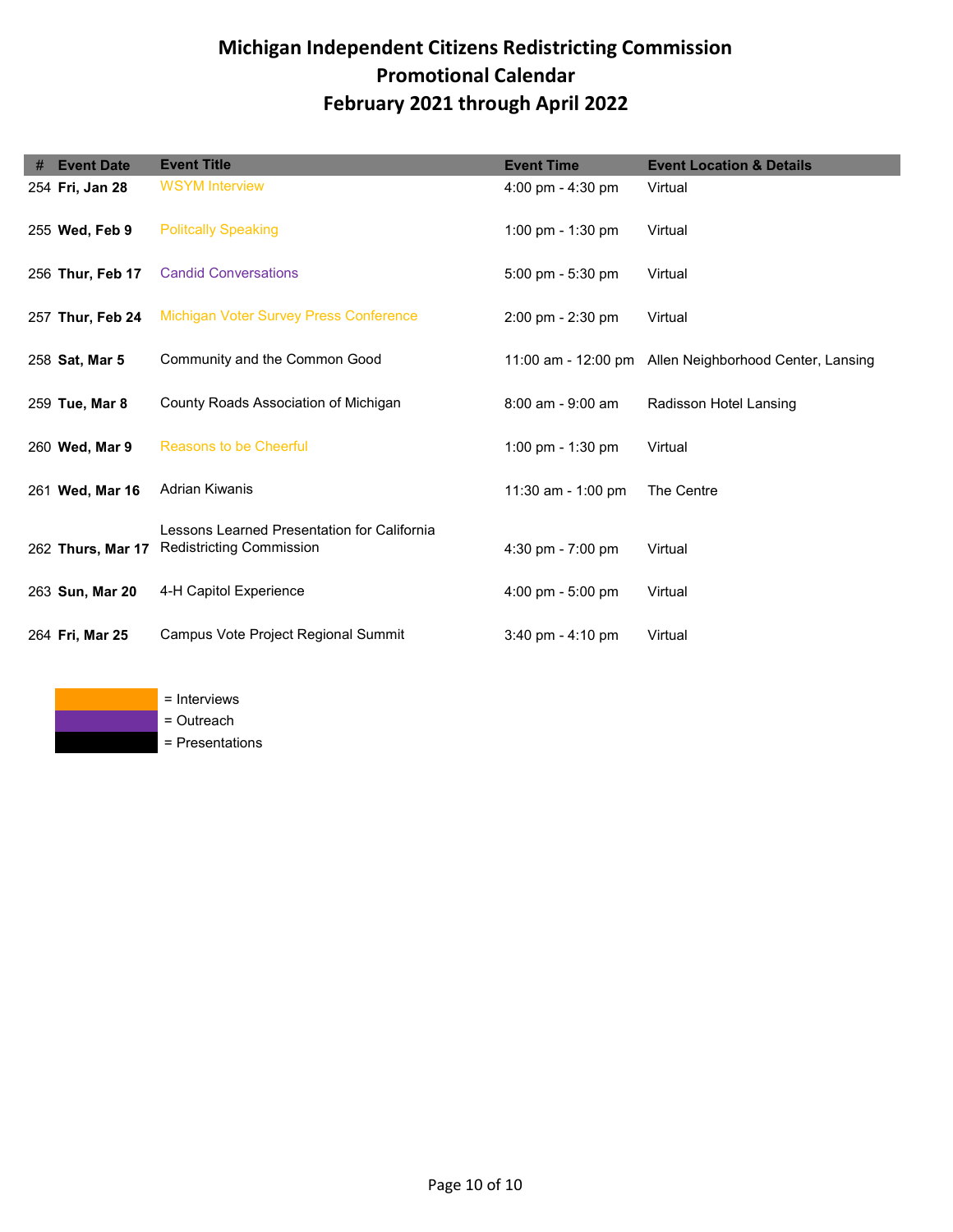# Michigan Independent Citizens Redistricting Commission
## Promotional Calendar
## February 2021 through April 2022

| # | Event Date | Event Title | Event Time | Event Location & Details |
|---|---|---|---|---|
| 254 | **Fri, Jan 28** | WSYM Interview | 4:00 pm - 4:30 pm | Virtual |
| 255 | **Wed, Feb 9** | Politcally Speaking | 1:00 pm - 1:30 pm | Virtual |
| 256 | **Thur, Feb 17** | Candid Conversations | 5:00 pm - 5:30 pm | Virtual |
| 257 | **Thur, Feb 24** | Michigan Voter Survey Press Conference | 2:00 pm - 2:30 pm | Virtual |
| 258 | **Sat, Mar 5** | Community and the Common Good | 11:00 am - 12:00 pm | Allen Neighborhood Center, Lansing |
| 259 | **Tue, Mar 8** | County Roads Association of Michigan | 8:00 am - 9:00 am | Radisson Hotel Lansing |
| 260 | **Wed, Mar 9** | Reasons to be Cheerful | 1:00 pm - 1:30 pm | Virtual |
| 261 | **Wed, Mar 16** | Adrian Kiwanis | 11:30 am - 1:00 pm | The Centre |
| 262 | **Thurs, Mar 17** | Lessons Learned Presentation for California Redistricting Commission | 4:30 pm - 7:00 pm | Virtual |
| 263 | **Sun, Mar 20** | 4-H Capitol Experience | 4:00 pm - 5:00 pm | Virtual |
| 264 | **Fri, Mar 25** | Campus Vote Project Regional Summit | 3:40 pm - 4:10 pm | Virtual |

= Interviews
= Outreach
= Presentations